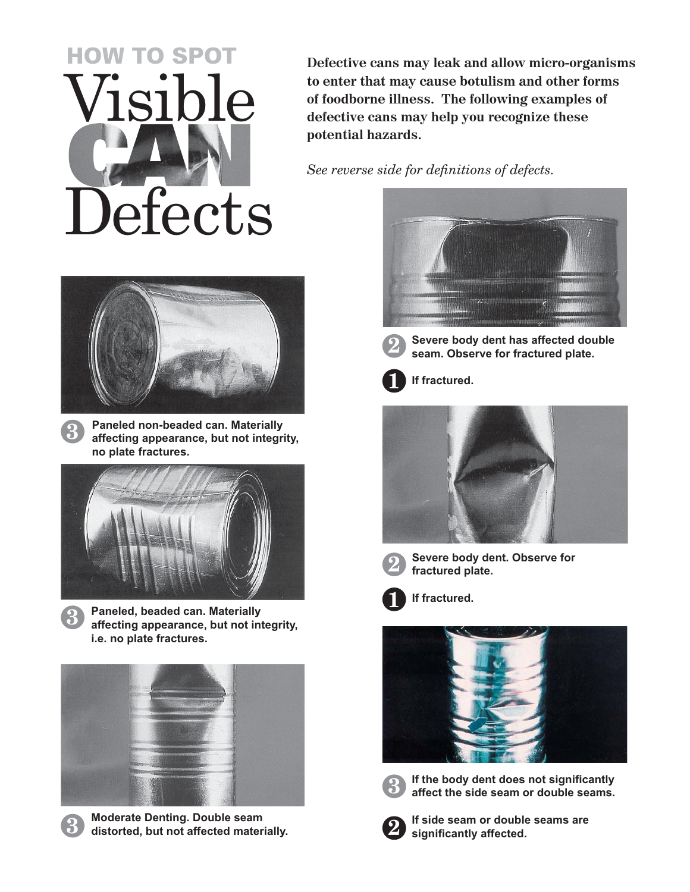# HOW TO SPOT Visible CAN Defects

**Defective cans may leak and allow micro-organisms to enter that may cause botulism and other forms of foodborne illness. The following examples of defective cans may help you recognize these potential hazards.**

*See reverse side for definitions of defects.*

**3** **Paneled non-beaded can. Materially affecting appearance, but not integrity, no plate fractures.**

**3** **Paneled, beaded can. Materially affecting appearance, but not integrity, i.e. no plate fractures.**

**3** **Moderate Denting. Double seam distorted, but not affected materially.**

**2** **Severe body dent has affected double seam. Observe for fractured plate.**

**1** **If fractured.**

**2** **Severe body dent. Observe for fractured plate.**

**1** **If fractured.**

**3** **If the body dent does not significantly affect the side seam or double seams.**

**2** **If side seam or double seams are significantly affected.**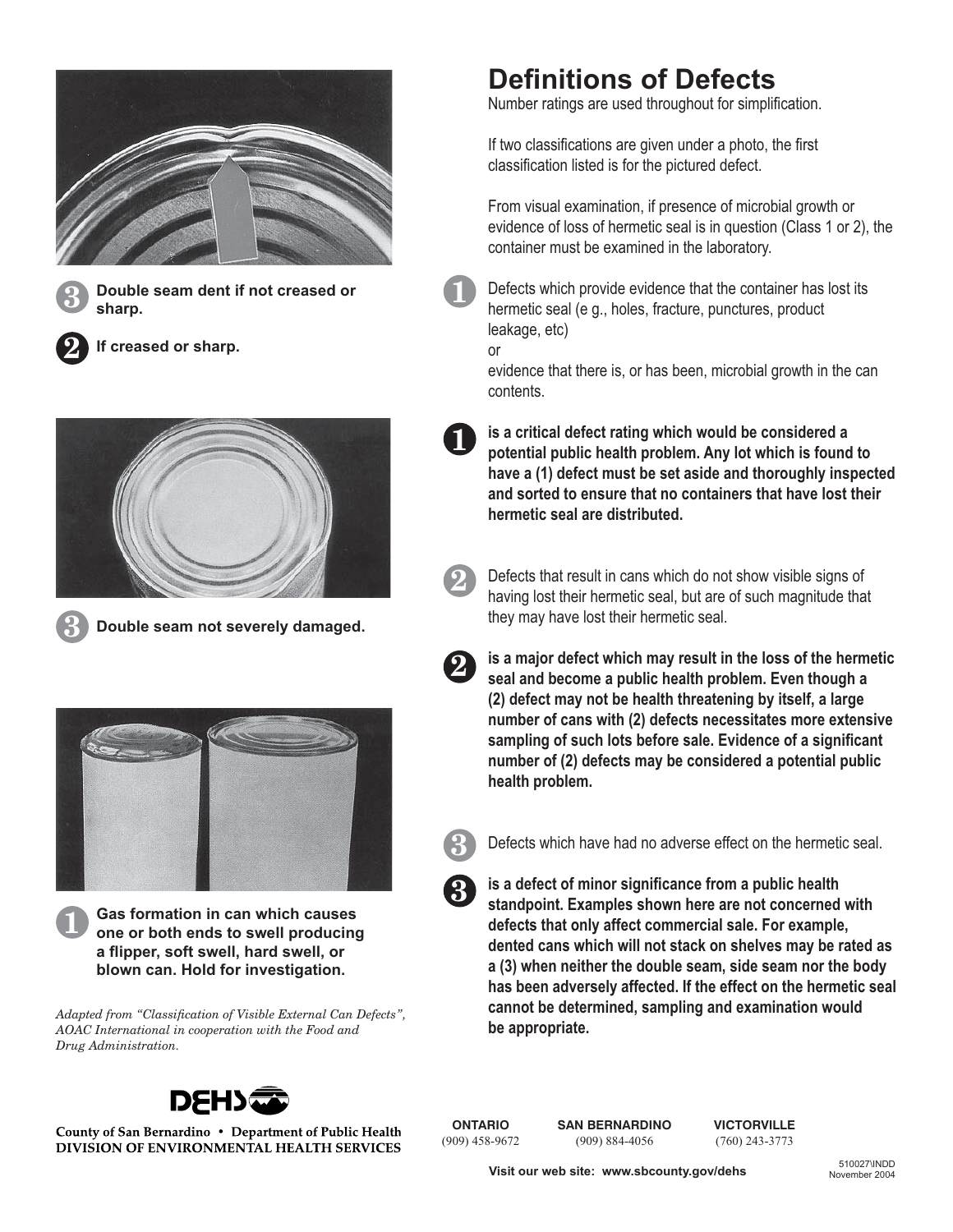**3** Double seam dent if not creased or sharp.

**2** If creased or sharp.

**3** Double seam not severely damaged.

**1** Gas formation in can which causes one or both ends to swell producing a flipper, soft swell, hard swell, or blown can. Hold for investigation.

*Adapted from "Classification of Visible External Can Defects", AOAC International in cooperation with the Food and Drug Administration.*

# Definitions of Defects

Number ratings are used throughout for simplification.

If two classifications are given under a photo, the first classification listed is for the pictured defect.

From visual examination, if presence of microbial growth or evidence of loss of hermetic seal is in question (Class 1 or 2), the container must be examined in the laboratory.

**1** Defects which provide evidence that the container has lost its hermetic seal (e g., holes, fracture, punctures, product leakage, etc)
or
evidence that there is, or has been, microbial growth in the can contents.

**1** **is a critical defect rating which would be considered a potential public health problem. Any lot which is found to have a (1) defect must be set aside and thoroughly inspected and sorted to ensure that no containers that have lost their hermetic seal are distributed.**

**2** Defects that result in cans which do not show visible signs of having lost their hermetic seal, but are of such magnitude that they may have lost their hermetic seal.

**2** **is a major defect which may result in the loss of the hermetic seal and become a public health problem. Even though a (2) defect may not be health threatening by itself, a large number of cans with (2) defects necessitates more extensive sampling of such lots before sale. Evidence of a significant number of (2) defects may be considered a potential public health problem.**

**3** Defects which have had no adverse effect on the hermetic seal.

**3** **is a defect of minor significance from a public health standpoint. Examples shown here are not concerned with defects that only affect commercial sale. For example, dented cans which will not stack on shelves may be rated as a (3) when neither the double seam, side seam nor the body has been adversely affected. If the effect on the hermetic seal cannot be determined, sampling and examination would be appropriate.**

DEHS

County of San Bernardino • Department of Public Health
DIVISION OF ENVIRONMENTAL HEALTH SERVICES

**ONTARIO** (909) 458-9672

**SAN BERNARDINO** (909) 884-4056

**VICTORVILLE** (760) 243-3773

**Visit our web site: www.sbcounty.gov/dehs**

510027\INDD
November 2004